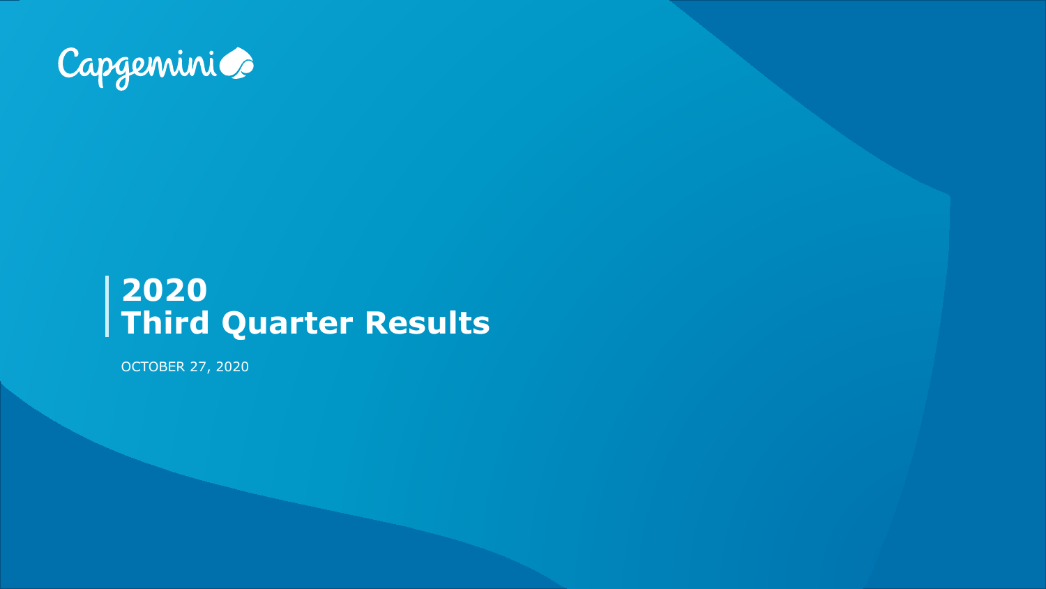Capgemini

# 2020 Third Quarter Results

OCTOBER 27, 2020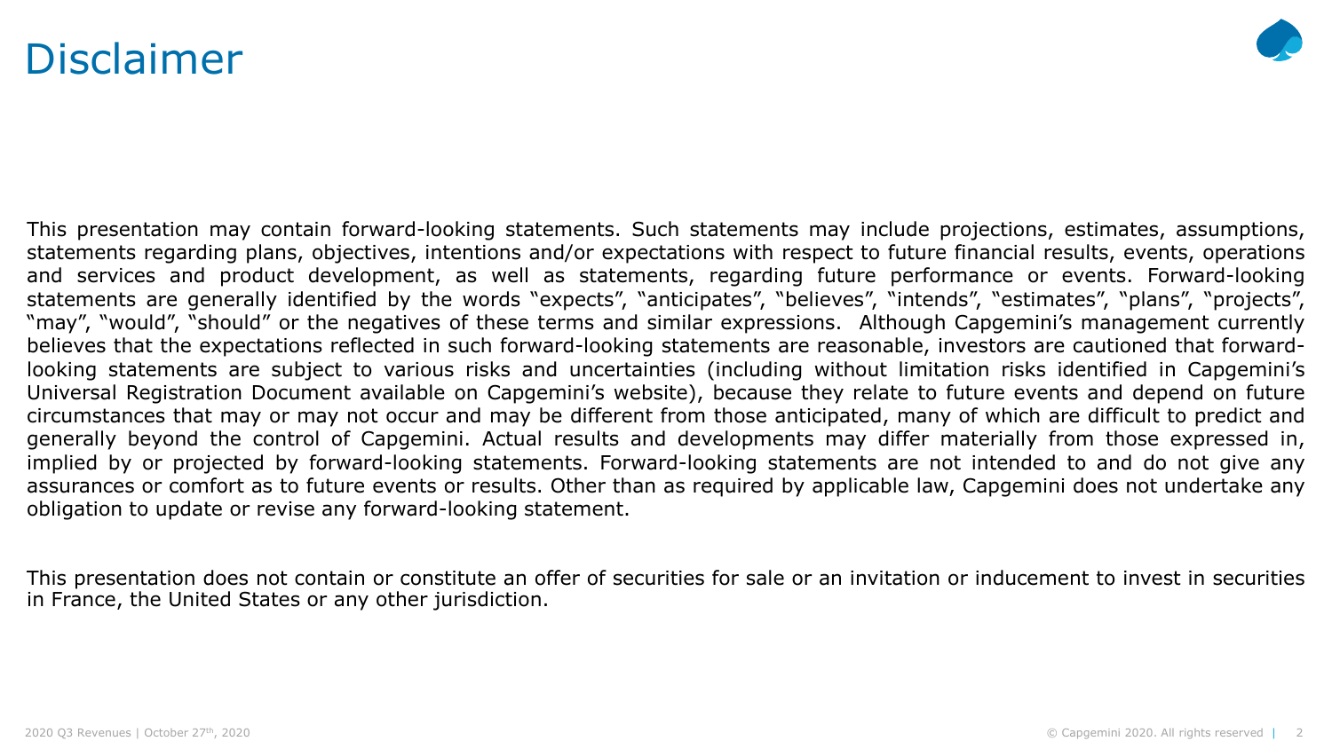# Disclaimer

This presentation may contain forward-looking statements. Such statements may include projections, estimates, assumptions, statements regarding plans, objectives, intentions and/or expectations with respect to future financial results, events, operations and services and product development, as well as statements, regarding future performance or events. Forward-looking statements are generally identified by the words "expects", "anticipates", "believes", "intends", "estimates", "plans", "projects", "may", "would", "should" or the negatives of these terms and similar expressions. Although Capgemini's management currently believes that the expectations reflected in such forward-looking statements are reasonable, investors are cautioned that forward-looking statements are subject to various risks and uncertainties (including without limitation risks identified in Capgemini's Universal Registration Document available on Capgemini's website), because they relate to future events and depend on future circumstances that may or may not occur and may be different from those anticipated, many of which are difficult to predict and generally beyond the control of Capgemini. Actual results and developments may differ materially from those expressed in, implied by or projected by forward-looking statements. Forward-looking statements are not intended to and do not give any assurances or comfort as to future events or results. Other than as required by applicable law, Capgemini does not undertake any obligation to update or revise any forward-looking statement.

This presentation does not contain or constitute an offer of securities for sale or an invitation or inducement to invest in securities in France, the United States or any other jurisdiction.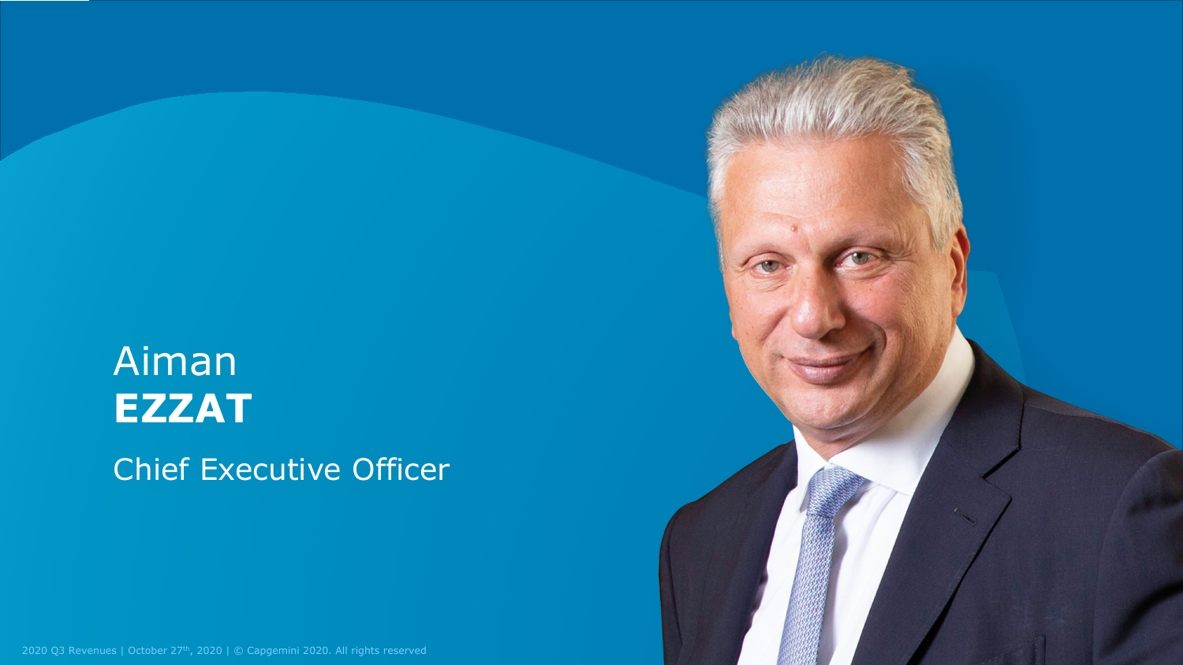Aiman
**EZZAT**

Chief Executive Officer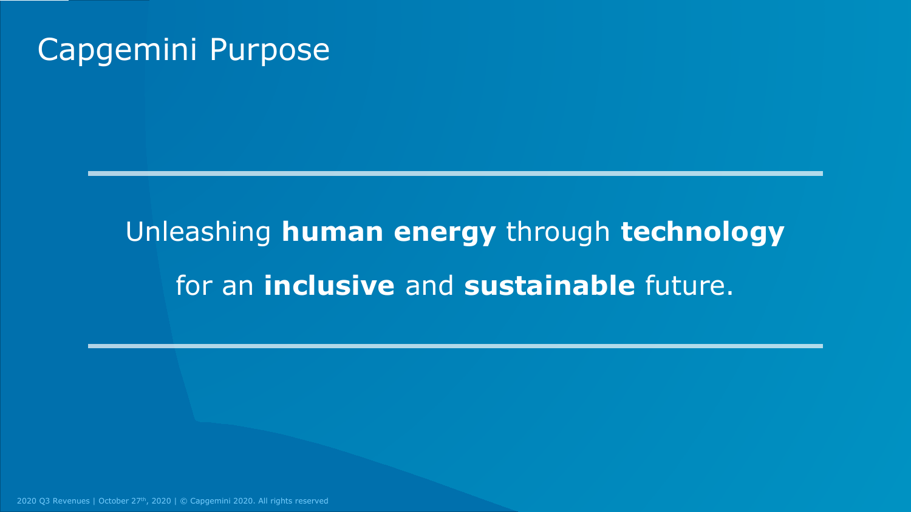# Capgemini Purpose

Unleashing **human energy** through **technology**

for an **inclusive** and **sustainable** future.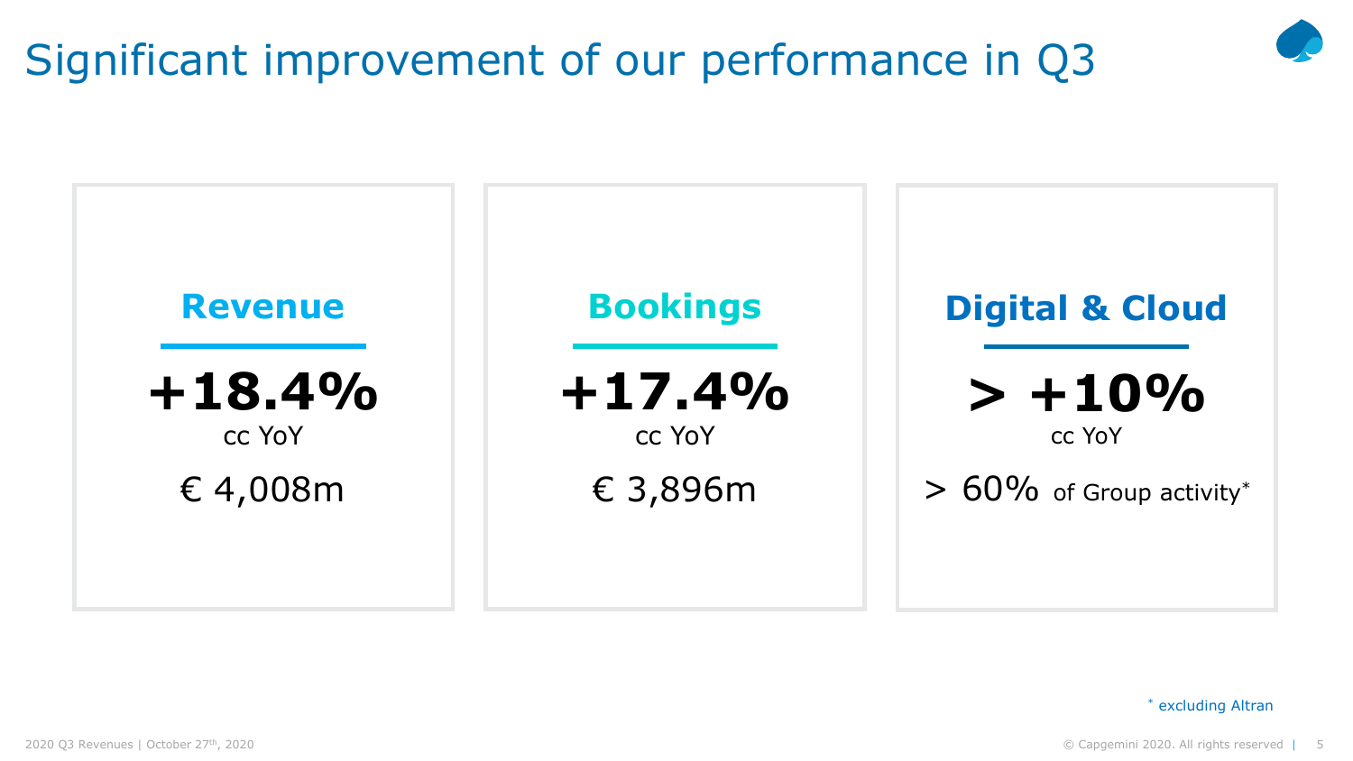# Significant improvement of our performance in Q3

## Revenue

**+18.4%**
cc YoY

€ 4,008m

## Bookings

**+17.4%**
cc YoY

€ 3,896m

## Digital & Cloud

**> +10%**
cc YoY

> 60% of Group activity*

\* excluding Altran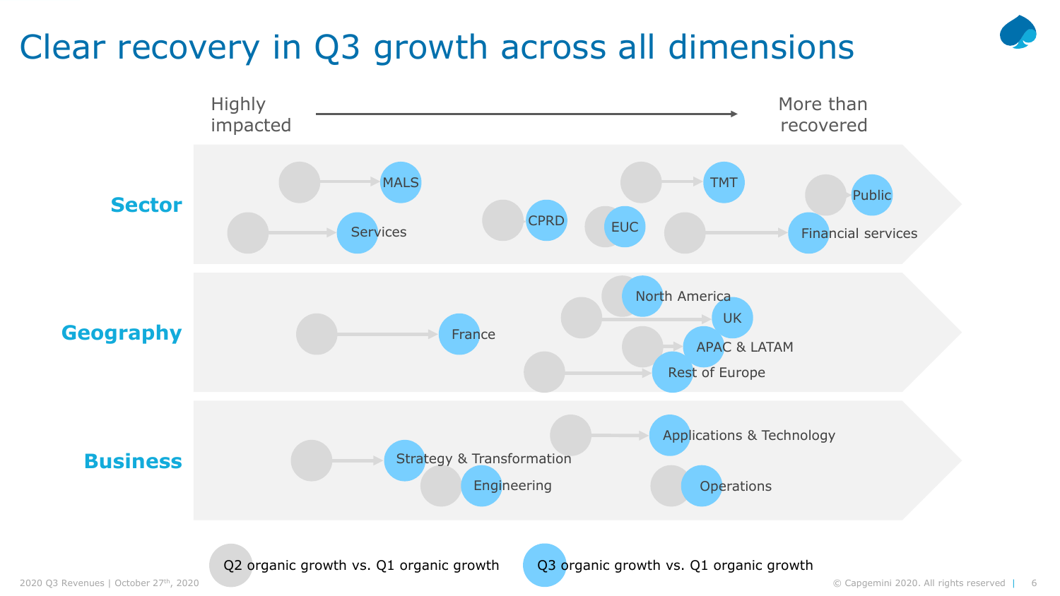# Clear recovery in Q3 growth across all dimensions

Highly impacted → More than recovered

**Sector**

MALS

Services

CPRD

EUC

TMT

Public

Financial services

**Geography**

France

North America

UK

APAC & LATAM

Rest of Europe

**Business**

Strategy & Transformation

Engineering

Applications & Technology

Operations

Q2 organic growth vs. Q1 organic growth

Q3 organic growth vs. Q1 organic growth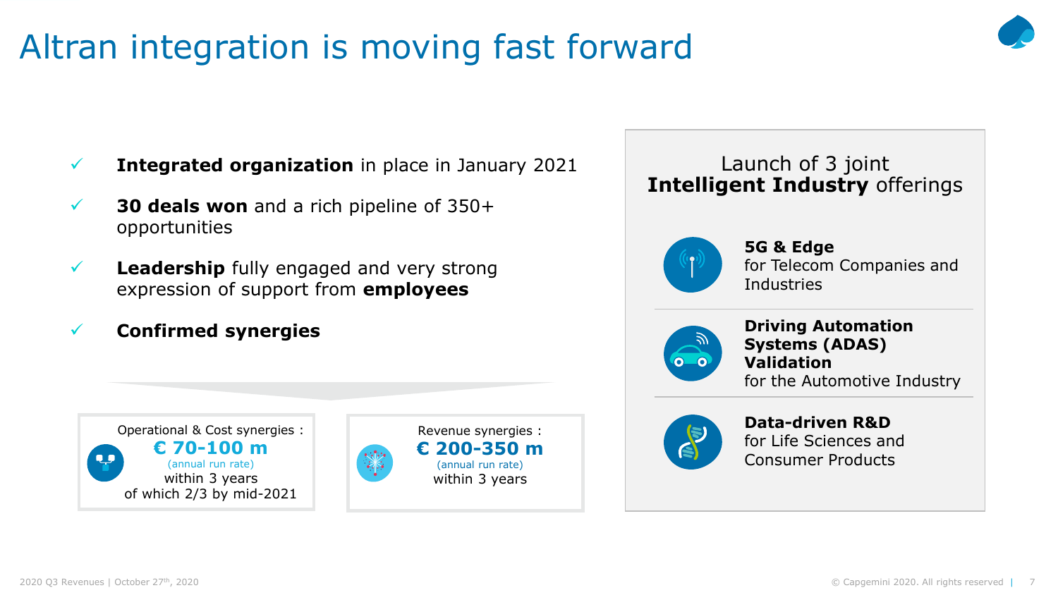# Altran integration is moving fast forward

- **Integrated organization** in place in January 2021
- **30 deals won** and a rich pipeline of 350+ opportunities
- **Leadership** fully engaged and very strong expression of support from **employees**
- **Confirmed synergies**

Operational & Cost synergies :
**€ 70-100 m**
(annual run rate)
within 3 years
of which 2/3 by mid-2021

Revenue synergies :
**€ 200-350 m**
(annual run rate)
within 3 years

## Launch of 3 joint **Intelligent Industry** offerings

**5G & Edge**
for Telecom Companies and Industries

**Driving Automation Systems (ADAS) Validation**
for the Automotive Industry

**Data-driven R&D**
for Life Sciences and Consumer Products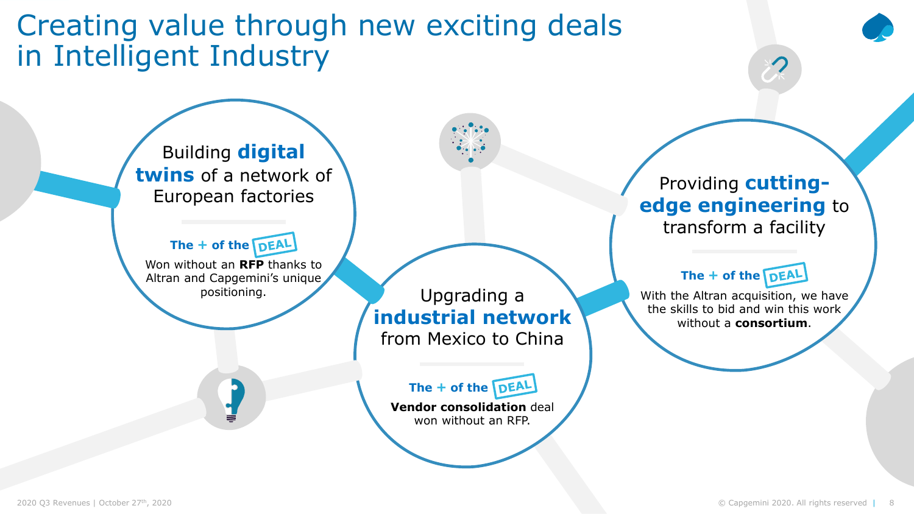# Creating value through new exciting deals in Intelligent Industry

Building **digital twins** of a network of European factories

**The + of the DEAL**

Won without an **RFP** thanks to Altran and Capgemini's unique positioning.

Upgrading a **industrial network** from Mexico to China

**The + of the DEAL**

**Vendor consolidation** deal won without an RFP.

Providing **cutting-edge engineering** to transform a facility

**The + of the DEAL**

With the Altran acquisition, we have the skills to bid and win this work without a **consortium**.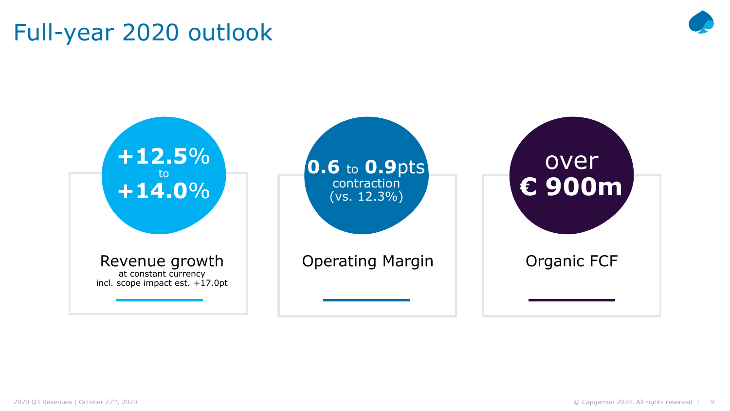# Full-year 2020 outlook

**+12.5%** to **+14.0%**

Revenue growth
at constant currency
incl. scope impact est. +17.0pt

**0.6** to **0.9**pts contraction (vs. 12.3%)

Operating Margin

over **€ 900m**

Organic FCF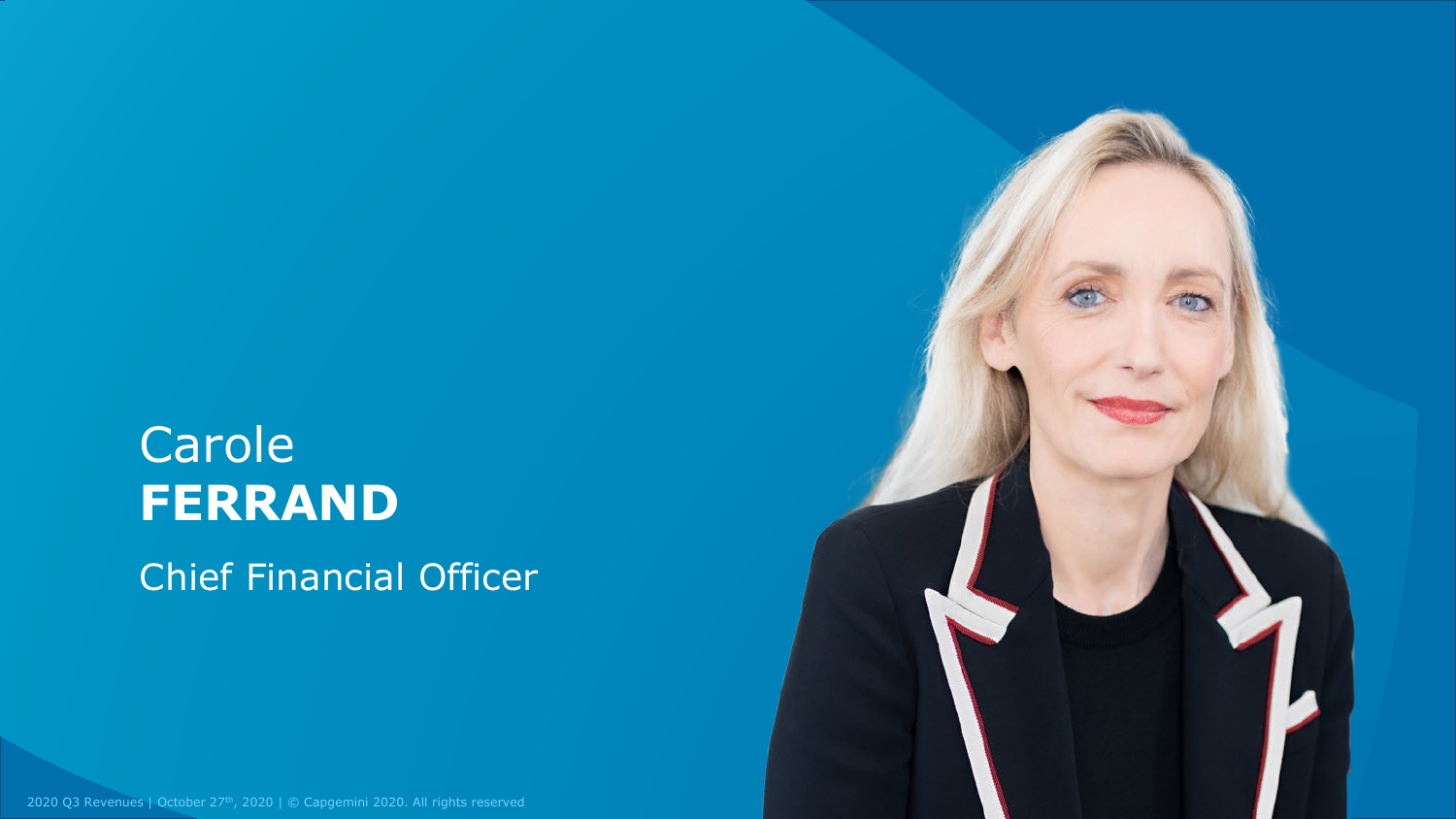Carole
**FERRAND**

Chief Financial Officer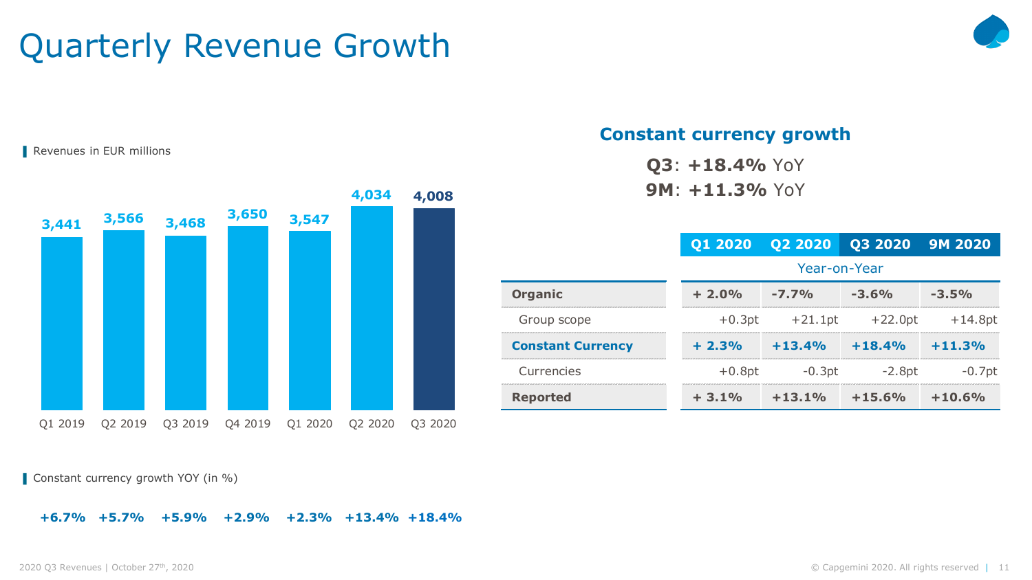# Quarterly Revenue Growth

Revenues in EUR millions

| Q1 2019 | Q2 2019 | Q3 2019 | Q4 2019 | Q1 2020 | Q2 2020 | Q3 2020 |
|---|---|---|---|---|---|---|
| 3,441 | 3,566 | 3,468 | 3,650 | 3,547 | 4,034 | 4,008 |

Constant currency growth YOY (in %)

| Q1 2019 | Q2 2019 | Q3 2019 | Q4 2019 | Q1 2020 | Q2 2020 | Q3 2020 |
|---|---|---|---|---|---|---|
| +6.7% | +5.7% | +5.9% | +2.9% | +2.3% | +13.4% | +18.4% |

## Constant currency growth

**Q3**: **+18.4%** YoY

**9M**: **+11.3%** YoY

| | Q1 2020 | Q2 2020 | Q3 2020 | 9M 2020 |
|---|---|---|---|---|
| | Year-on-Year | | | |
| **Organic** | **+ 2.0%** | **-7.7%** | **-3.6%** | **-3.5%** |
| Group scope | +0.3pt | +21.1pt | +22.0pt | +14.8pt |
| **Constant Currency** | **+ 2.3%** | **+13.4%** | **+18.4%** | **+11.3%** |
| Currencies | +0.8pt | -0.3pt | -2.8pt | -0.7pt |
| **Reported** | **+ 3.1%** | **+13.1%** | **+15.6%** | **+10.6%** |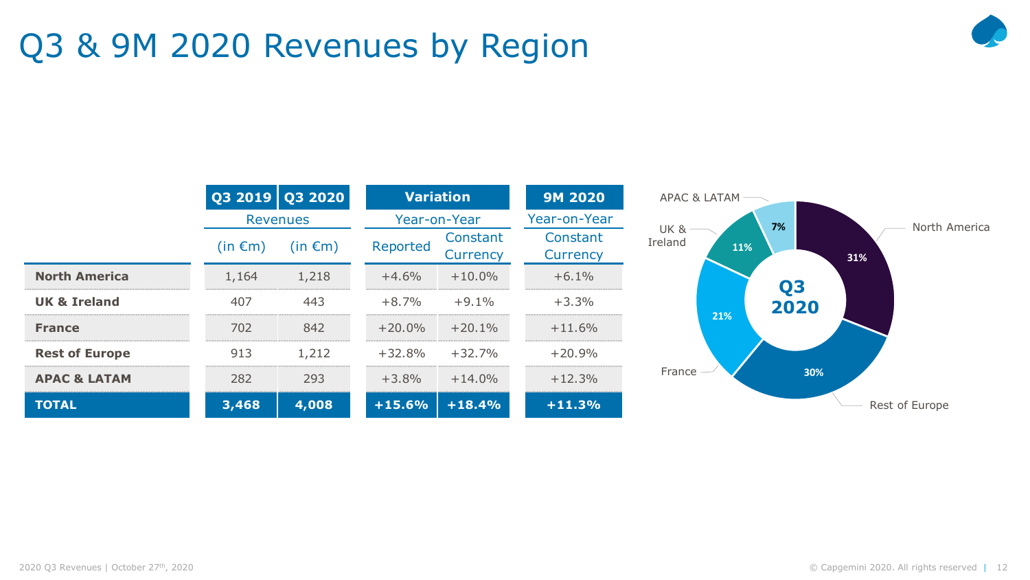# Q3 & 9M 2020 Revenues by Region

| | Q3 2019 | Q3 2020 | Variation | | 9M 2020 |
|---|---|---|---|---|---|
| | Revenues | | Year-on-Year | | Year-on-Year |
| | (in €m) | (in €m) | Reported | Constant Currency | Constant Currency |
| **North America** | 1,164 | 1,218 | +4.6% | +10.0% | +6.1% |
| **UK & Ireland** | 407 | 443 | +8.7% | +9.1% | +3.3% |
| **France** | 702 | 842 | +20.0% | +20.1% | +11.6% |
| **Rest of Europe** | 913 | 1,212 | +32.8% | +32.7% | +20.9% |
| **APAC & LATAM** | 282 | 293 | +3.8% | +14.0% | +12.3% |
| **TOTAL** | **3,468** | **4,008** | **+15.6%** | **+18.4%** | **+11.3%** |

**Q3 2020**

- North America: 31%
- Rest of Europe: 30%
- France: 21%
- UK & Ireland: 11%
- APAC & LATAM: 7%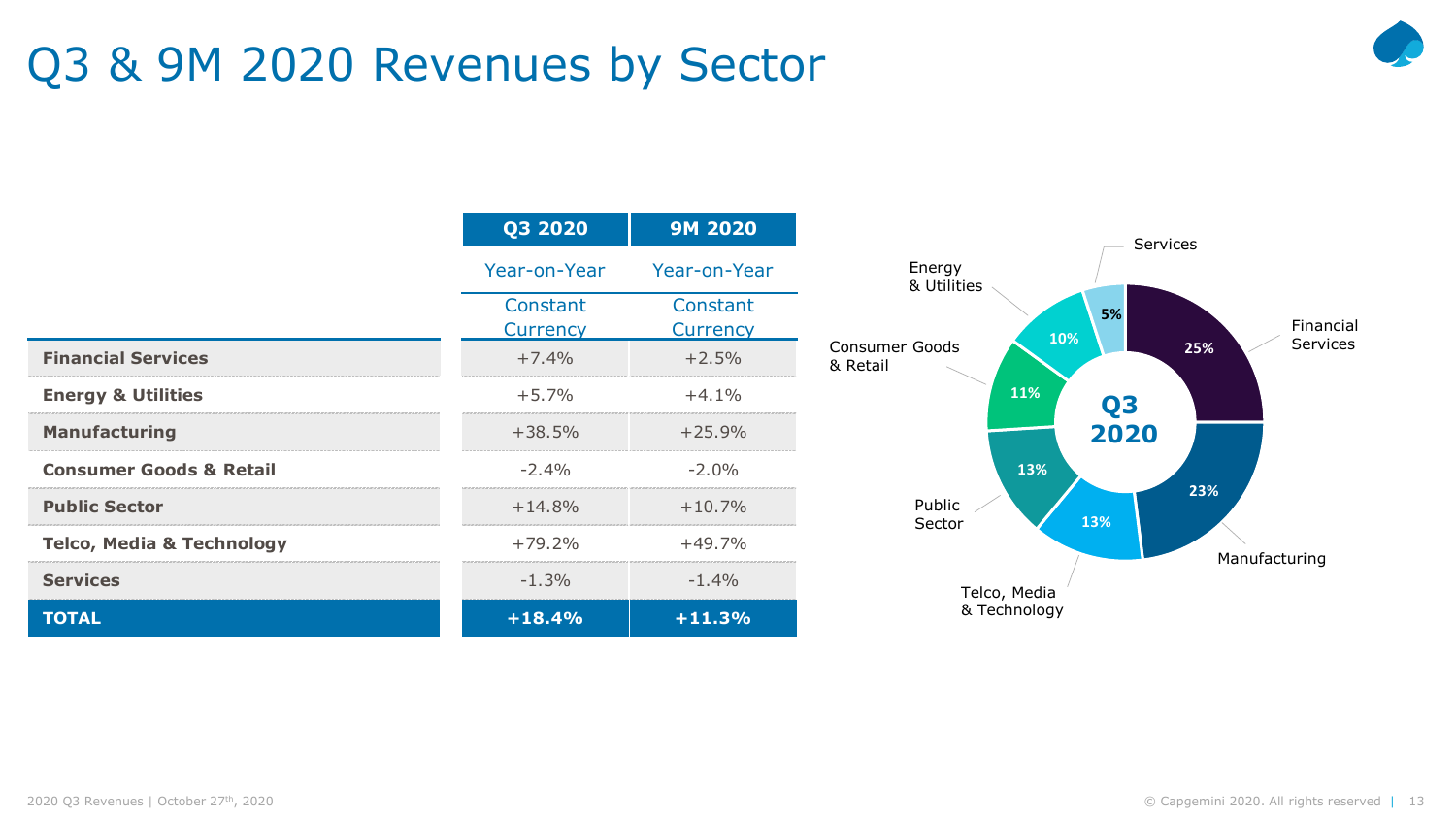# Q3 & 9M 2020 Revenues by Sector

| | Q3 2020 | 9M 2020 |
|---|---|---|
| | Year-on-Year | Year-on-Year |
| | Constant Currency | Constant Currency |
| **Financial Services** | +7.4% | +2.5% |
| **Energy & Utilities** | +5.7% | +4.1% |
| **Manufacturing** | +38.5% | +25.9% |
| **Consumer Goods & Retail** | -2.4% | -2.0% |
| **Public Sector** | +14.8% | +10.7% |
| **Telco, Media & Technology** | +79.2% | +49.7% |
| **Services** | -1.3% | -1.4% |
| **TOTAL** | **+18.4%** | **+11.3%** |

**Q3 2020**

- Financial Services: 25%
- Manufacturing: 23%
- Telco, Media & Technology: 13%
- Public Sector: 13%
- Consumer Goods & Retail: 11%
- Energy & Utilities: 10%
- Services: 5%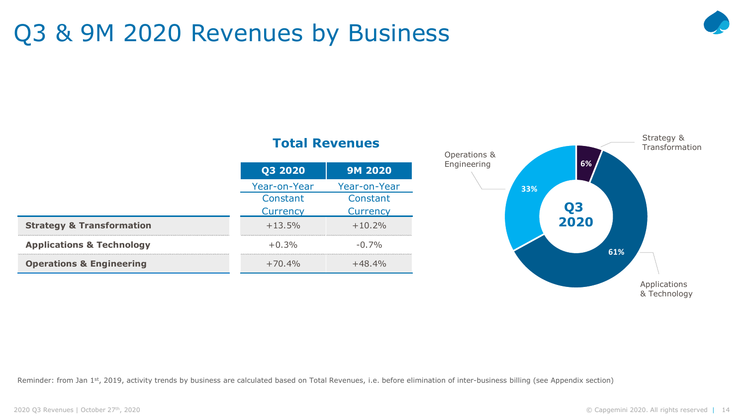# Q3 & 9M 2020 Revenues by Business

**Total Revenues**

| | Q3 2020<br>Year-on-Year<br>Constant Currency | 9M 2020<br>Year-on-Year<br>Constant Currency |
|---|---|---|
| **Strategy & Transformation** | +13.5% | +10.2% |
| **Applications & Technology** | +0.3% | -0.7% |
| **Operations & Engineering** | +70.4% | +48.4% |

**Q3 2020**

- Strategy & Transformation: 6%
- Applications & Technology: 61%
- Operations & Engineering: 33%

Reminder: from Jan 1st, 2019, activity trends by business are calculated based on Total Revenues, i.e. before elimination of inter-business billing (see Appendix section)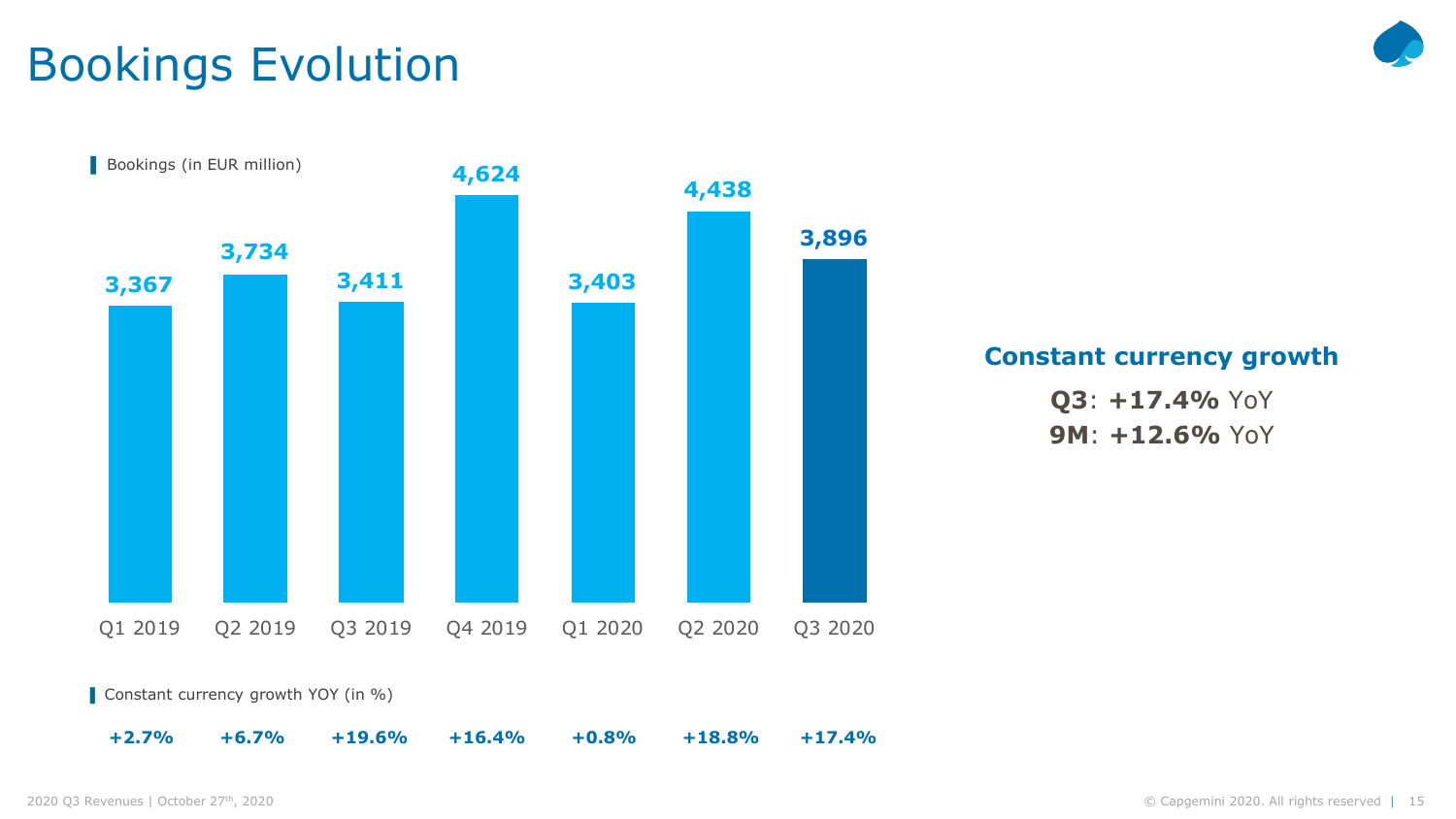# Bookings Evolution

Bookings (in EUR million)

| | Q1 2019 | Q2 2019 | Q3 2019 | Q4 2019 | Q1 2020 | Q2 2020 | Q3 2020 |
|---|---|---|---|---|---|---|---|
| Bookings (in EUR million) | 3,367 | 3,734 | 3,411 | 4,624 | 3,403 | 4,438 | 3,896 |
| Constant currency growth YOY (in %) | +2.7% | +6.7% | +19.6% | +16.4% | +0.8% | +18.8% | +17.4% |

**Constant currency growth**

**Q3**: **+17.4%** YoY

**9M**: **+12.6%** YoY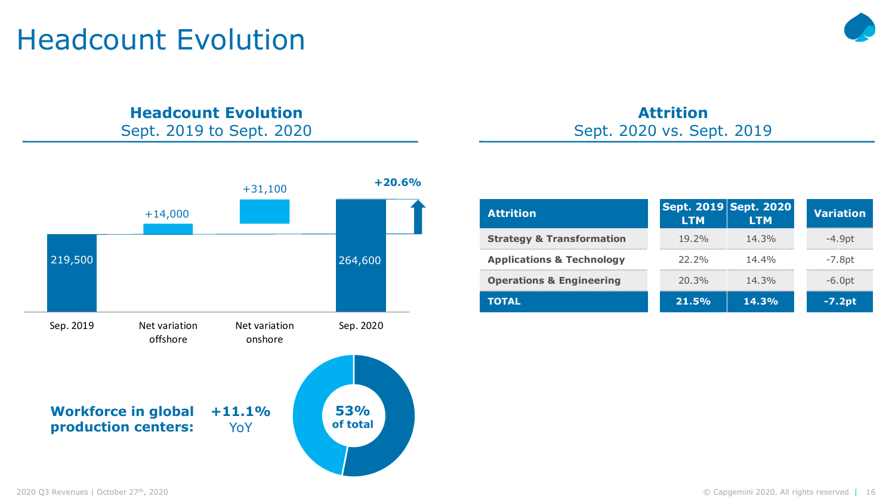# Headcount Evolution

## Headcount Evolution
Sept. 2019 to Sept. 2020

| | Headcount |
|---|---|
| Sep. 2019 | 219,500 |
| Net variation offshore | +14,000 |
| Net variation onshore | +31,100 |
| Sep. 2020 | 264,600 |

**+20.6%**

**Workforce in global production centers:** **+11.1%** YoY

**53%** **of total**

## Attrition
Sept. 2020 vs. Sept. 2019

| Attrition | Sept. 2019 LTM | Sept. 2020 LTM | Variation |
|---|---|---|---|
| **Strategy & Transformation** | 19.2% | 14.3% | -4.9pt |
| **Applications & Technology** | 22.2% | 14.4% | -7.8pt |
| **Operations & Engineering** | 20.3% | 14.3% | -6.0pt |
| **TOTAL** | **21.5%** | **14.3%** | **-7.2pt** |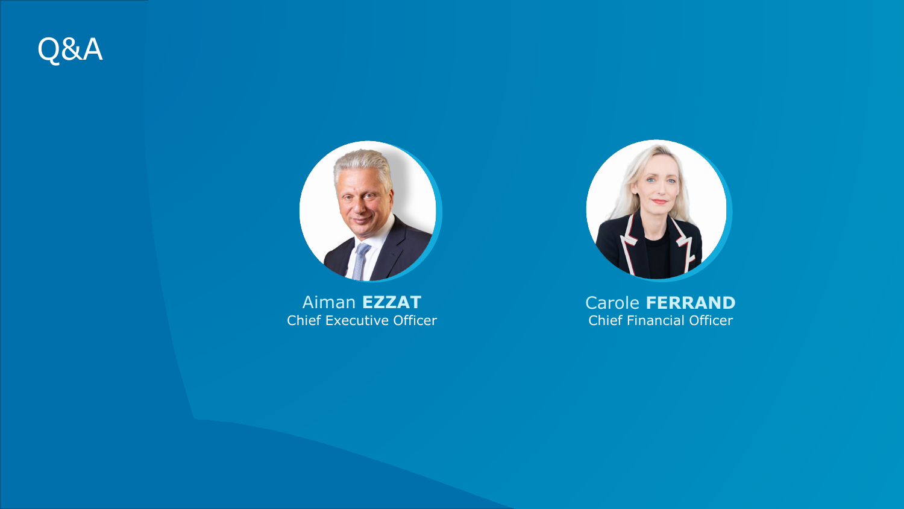# Q&A

Aiman **EZZAT**
Chief Executive Officer

Carole **FERRAND**
Chief Financial Officer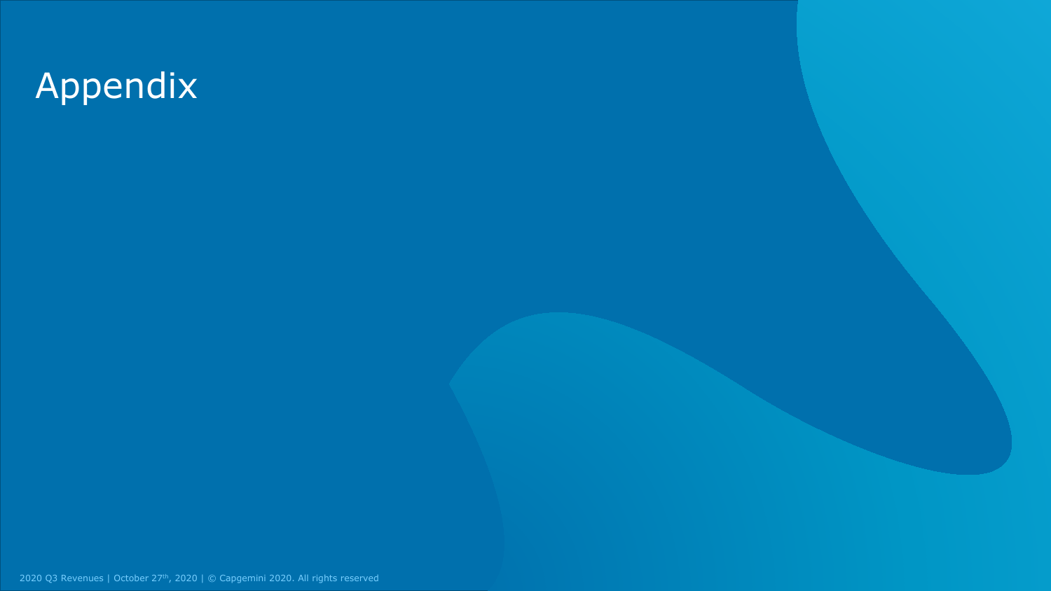# Appendix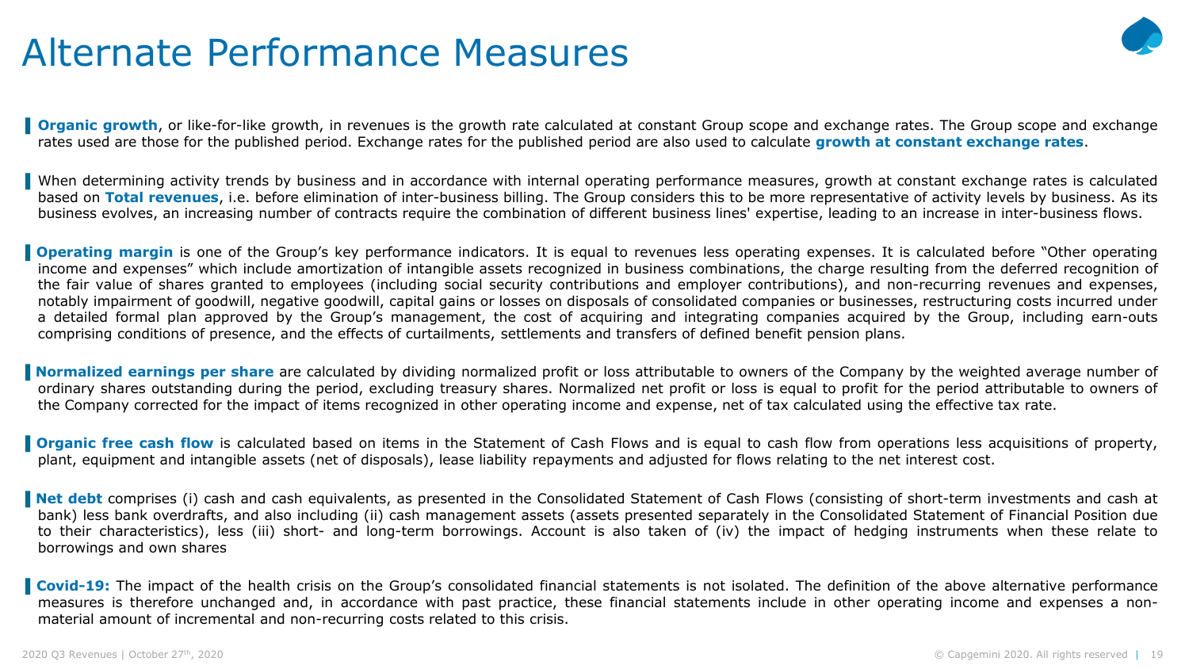# Alternate Performance Measures

- **Organic growth**, or like-for-like growth, in revenues is the growth rate calculated at constant Group scope and exchange rates. The Group scope and exchange rates used are those for the published period. Exchange rates for the published period are also used to calculate **growth at constant exchange rates**.

- When determining activity trends by business and in accordance with internal operating performance measures, growth at constant exchange rates is calculated based on **Total revenues**, i.e. before elimination of inter-business billing. The Group considers this to be more representative of activity levels by business. As its business evolves, an increasing number of contracts require the combination of different business lines' expertise, leading to an increase in inter-business flows.

- **Operating margin** is one of the Group's key performance indicators. It is equal to revenues less operating expenses. It is calculated before "Other operating income and expenses" which include amortization of intangible assets recognized in business combinations, the charge resulting from the deferred recognition of the fair value of shares granted to employees (including social security contributions and employer contributions), and non-recurring revenues and expenses, notably impairment of goodwill, negative goodwill, capital gains or losses on disposals of consolidated companies or businesses, restructuring costs incurred under a detailed formal plan approved by the Group's management, the cost of acquiring and integrating companies acquired by the Group, including earn-outs comprising conditions of presence, and the effects of curtailments, settlements and transfers of defined benefit pension plans.

- **Normalized earnings per share** are calculated by dividing normalized profit or loss attributable to owners of the Company by the weighted average number of ordinary shares outstanding during the period, excluding treasury shares. Normalized net profit or loss is equal to profit for the period attributable to owners of the Company corrected for the impact of items recognized in other operating income and expense, net of tax calculated using the effective tax rate.

- **Organic free cash flow** is calculated based on items in the Statement of Cash Flows and is equal to cash flow from operations less acquisitions of property, plant, equipment and intangible assets (net of disposals), lease liability repayments and adjusted for flows relating to the net interest cost.

- **Net debt** comprises (i) cash and cash equivalents, as presented in the Consolidated Statement of Cash Flows (consisting of short-term investments and cash at bank) less bank overdrafts, and also including (ii) cash management assets (assets presented separately in the Consolidated Statement of Financial Position due to their characteristics), less (iii) short- and long-term borrowings. Account is also taken of (iv) the impact of hedging instruments when these relate to borrowings and own shares

- **Covid-19:** The impact of the health crisis on the Group's consolidated financial statements is not isolated. The definition of the above alternative performance measures is therefore unchanged and, in accordance with past practice, these financial statements include in other operating income and expenses a non-material amount of incremental and non-recurring costs related to this crisis.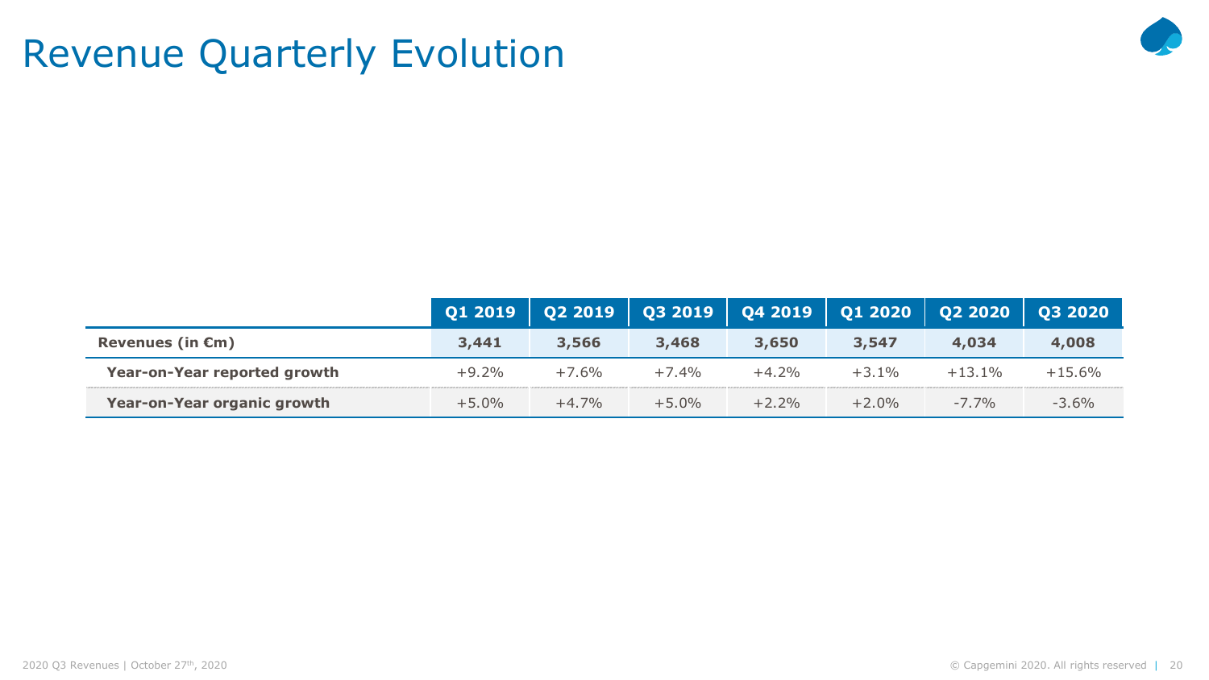# Revenue Quarterly Evolution

| | Q1 2019 | Q2 2019 | Q3 2019 | Q4 2019 | Q1 2020 | Q2 2020 | Q3 2020 |
|---|---|---|---|---|---|---|---|
| **Revenues (in €m)** | **3,441** | **3,566** | **3,468** | **3,650** | **3,547** | **4,034** | **4,008** |
| **Year-on-Year reported growth** | +9.2% | +7.6% | +7.4% | +4.2% | +3.1% | +13.1% | +15.6% |
| **Year-on-Year organic growth** | +5.0% | +4.7% | +5.0% | +2.2% | +2.0% | -7.7% | -3.6% |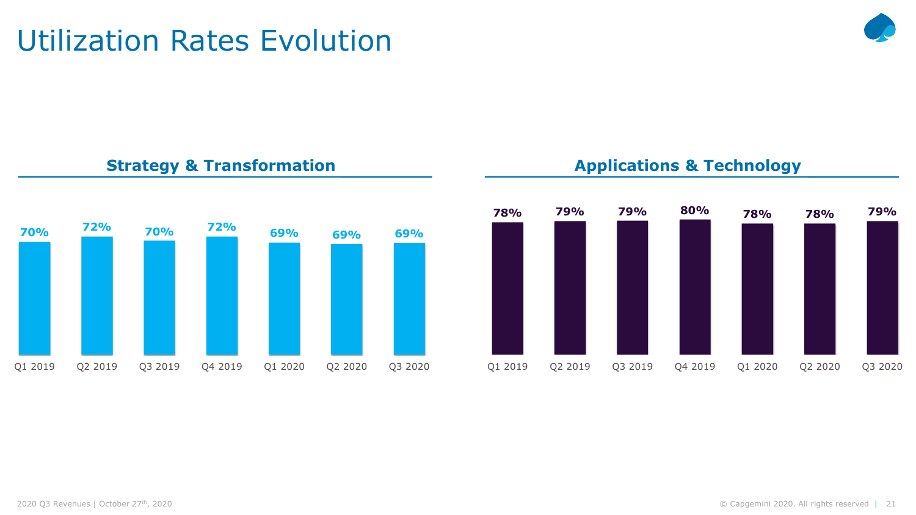# Utilization Rates Evolution

## Strategy & Transformation

| Q1 2019 | Q2 2019 | Q3 2019 | Q4 2019 | Q1 2020 | Q2 2020 | Q3 2020 |
|---|---|---|---|---|---|---|
| 70% | 72% | 70% | 72% | 69% | 69% | 69% |

## Applications & Technology

| Q1 2019 | Q2 2019 | Q3 2019 | Q4 2019 | Q1 2020 | Q2 2020 | Q3 2020 |
|---|---|---|---|---|---|---|
| 78% | 79% | 79% | 80% | 78% | 78% | 79% |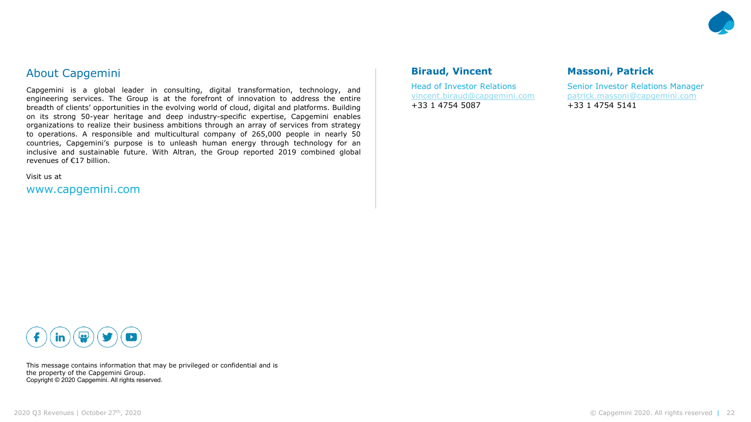## About Capgemini

Capgemini is a global leader in consulting, digital transformation, technology, and engineering services. The Group is at the forefront of innovation to address the entire breadth of clients' opportunities in the evolving world of cloud, digital and platforms. Building on its strong 50-year heritage and deep industry-specific expertise, Capgemini enables organizations to realize their business ambitions through an array of services from strategy to operations. A responsible and multicultural company of 265,000 people in nearly 50 countries, Capgemini's purpose is to unleash human energy through technology for an inclusive and sustainable future. With Altran, the Group reported 2019 combined global revenues of €17 billion.

Visit us at

www.capgemini.com

**Biraud, Vincent**

Head of Investor Relations
vincent.biraud@capgemini.com
+33 1 4754 5087

**Massoni, Patrick**

Senior Investor Relations Manager
patrick.massoni@capgemini.com
+33 1 4754 5141

This message contains information that may be privileged or confidential and is the property of the Capgemini Group.
Copyright © 2020 Capgemini. All rights reserved.